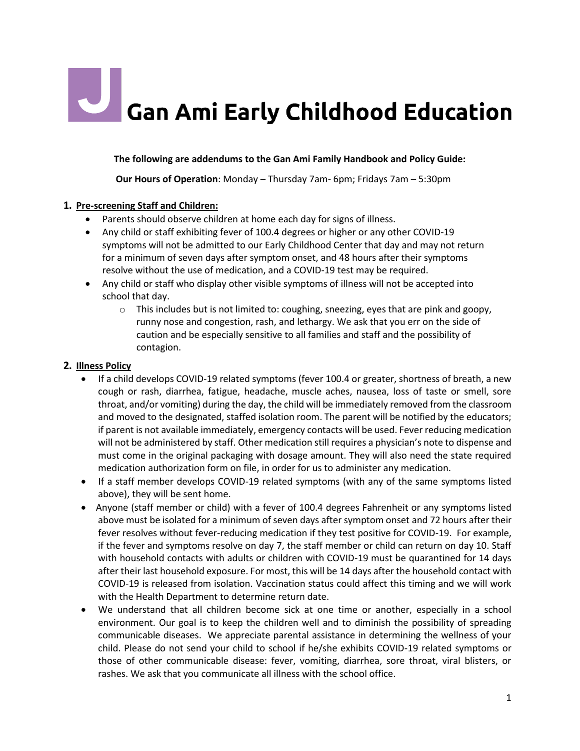# Gan Ami Early Childhood Education

**The following are addendums to the Gan Ami Family Handbook and Policy Guide:**

**Our Hours of Operation**: Monday – Thursday 7am- 6pm; Fridays 7am – 5:30pm

## 1. Pre-screening Staff and Children:

- Parents should observe children at home each day for signs of illness.
- Any child or staff exhibiting fever of 100.4 degrees or higher or any other COVID-19 symptoms will not be admitted to our Early Childhood Center that day and may not return for a minimum of seven days after symptom onset, and 48 hours after their symptoms resolve without the use of medication, and a COVID-19 test may be required.
- Any child or staff who display other visible symptoms of illness will not be accepted into school that day.
  - This includes but is not limited to: coughing, sneezing, eyes that are pink and goopy, runny nose and congestion, rash, and lethargy. We ask that you err on the side of caution and be especially sensitive to all families and staff and the possibility of contagion.

## 2. Illness Policy

- If a child develops COVID-19 related symptoms (fever 100.4 or greater, shortness of breath, a new cough or rash, diarrhea, fatigue, headache, muscle aches, nausea, loss of taste or smell, sore throat, and/or vomiting) during the day, the child will be immediately removed from the classroom and moved to the designated, staffed isolation room. The parent will be notified by the educators; if parent is not available immediately, emergency contacts will be used. Fever reducing medication will not be administered by staff. Other medication still requires a physician's note to dispense and must come in the original packaging with dosage amount. They will also need the state required medication authorization form on file, in order for us to administer any medication.
- If a staff member develops COVID-19 related symptoms (with any of the same symptoms listed above), they will be sent home.
- Anyone (staff member or child) with a fever of 100.4 degrees Fahrenheit or any symptoms listed above must be isolated for a minimum of seven days after symptom onset and 72 hours after their fever resolves without fever-reducing medication if they test positive for COVID-19. For example, if the fever and symptoms resolve on day 7, the staff member or child can return on day 10. Staff with household contacts with adults or children with COVID-19 must be quarantined for 14 days after their last household exposure. For most, this will be 14 days after the household contact with COVID-19 is released from isolation. Vaccination status could affect this timing and we will work with the Health Department to determine return date.
- We understand that all children become sick at one time or another, especially in a school environment. Our goal is to keep the children well and to diminish the possibility of spreading communicable diseases. We appreciate parental assistance in determining the wellness of your child. Please do not send your child to school if he/she exhibits COVID-19 related symptoms or those of other communicable disease: fever, vomiting, diarrhea, sore throat, viral blisters, or rashes. We ask that you communicate all illness with the school office.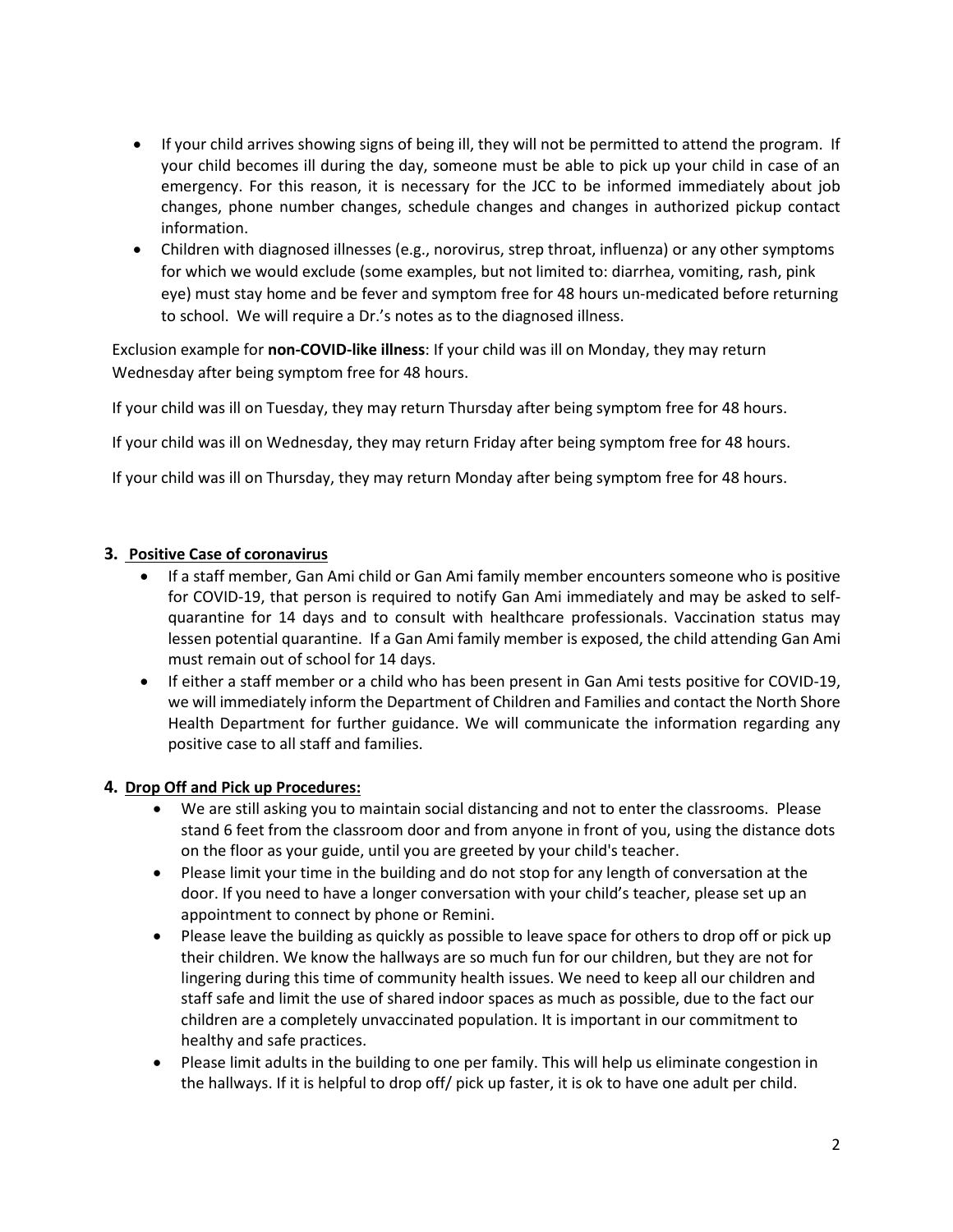- If your child arrives showing signs of being ill, they will not be permitted to attend the program. If your child becomes ill during the day, someone must be able to pick up your child in case of an emergency. For this reason, it is necessary for the JCC to be informed immediately about job changes, phone number changes, schedule changes and changes in authorized pickup contact information.
- Children with diagnosed illnesses (e.g., norovirus, strep throat, influenza) or any other symptoms for which we would exclude (some examples, but not limited to: diarrhea, vomiting, rash, pink eye) must stay home and be fever and symptom free for 48 hours un-medicated before returning to school. We will require a Dr.'s notes as to the diagnosed illness.

Exclusion example for **non-COVID-like illness**: If your child was ill on Monday, they may return Wednesday after being symptom free for 48 hours.

If your child was ill on Tuesday, they may return Thursday after being symptom free for 48 hours.

If your child was ill on Wednesday, they may return Friday after being symptom free for 48 hours.

If your child was ill on Thursday, they may return Monday after being symptom free for 48 hours.

## 3. Positive Case of coronavirus

- If a staff member, Gan Ami child or Gan Ami family member encounters someone who is positive for COVID-19, that person is required to notify Gan Ami immediately and may be asked to self-quarantine for 14 days and to consult with healthcare professionals. Vaccination status may lessen potential quarantine. If a Gan Ami family member is exposed, the child attending Gan Ami must remain out of school for 14 days.
- If either a staff member or a child who has been present in Gan Ami tests positive for COVID-19, we will immediately inform the Department of Children and Families and contact the North Shore Health Department for further guidance. We will communicate the information regarding any positive case to all staff and families.

## 4. Drop Off and Pick up Procedures:

- We are still asking you to maintain social distancing and not to enter the classrooms. Please stand 6 feet from the classroom door and from anyone in front of you, using the distance dots on the floor as your guide, until you are greeted by your child's teacher.
- Please limit your time in the building and do not stop for any length of conversation at the door. If you need to have a longer conversation with your child's teacher, please set up an appointment to connect by phone or Remini.
- Please leave the building as quickly as possible to leave space for others to drop off or pick up their children. We know the hallways are so much fun for our children, but they are not for lingering during this time of community health issues. We need to keep all our children and staff safe and limit the use of shared indoor spaces as much as possible, due to the fact our children are a completely unvaccinated population. It is important in our commitment to healthy and safe practices.
- Please limit adults in the building to one per family. This will help us eliminate congestion in the hallways. If it is helpful to drop off/ pick up faster, it is ok to have one adult per child.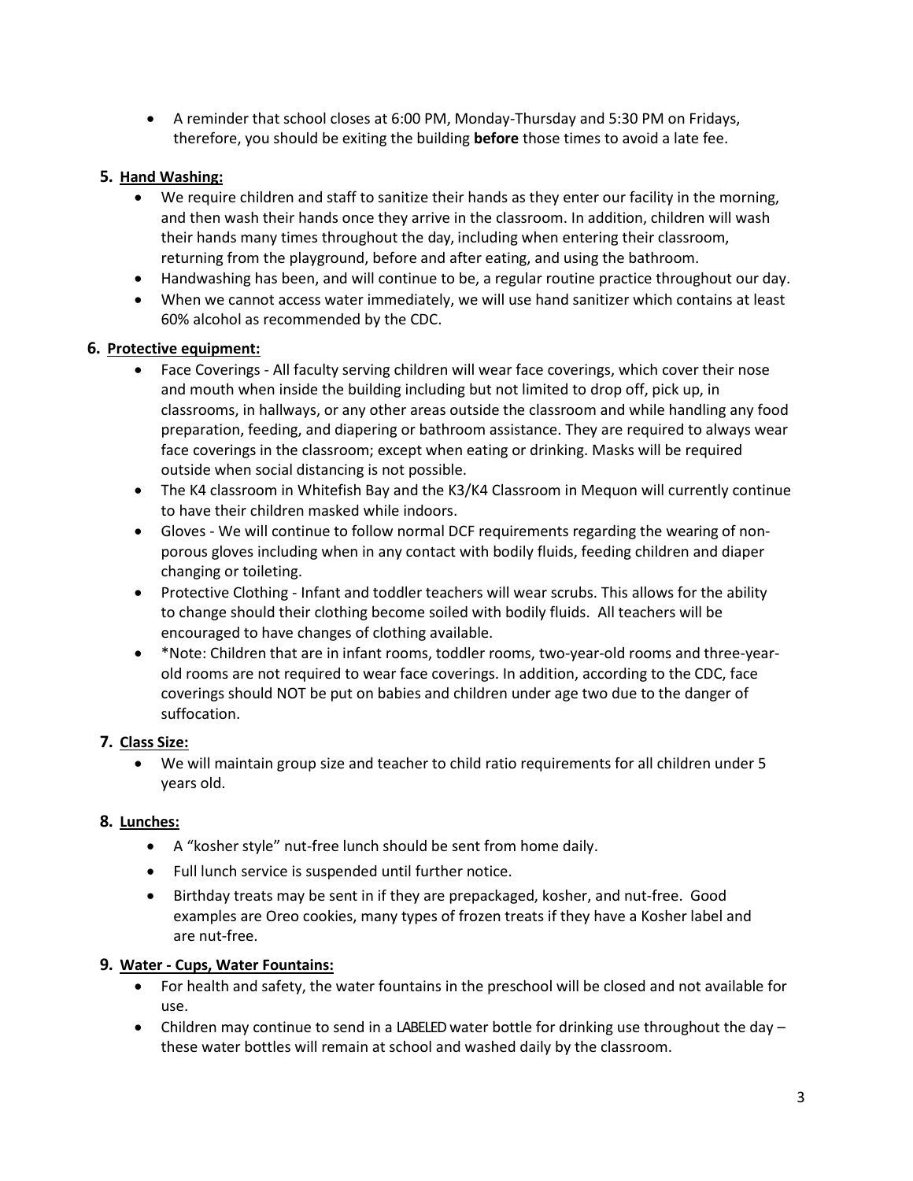- A reminder that school closes at 6:00 PM, Monday-Thursday and 5:30 PM on Fridays, therefore, you should be exiting the building **before** those times to avoid a late fee.

5. **Hand Washing:**
   - We require children and staff to sanitize their hands as they enter our facility in the morning, and then wash their hands once they arrive in the classroom. In addition, children will wash their hands many times throughout the day, including when entering their classroom, returning from the playground, before and after eating, and using the bathroom.
   - Handwashing has been, and will continue to be, a regular routine practice throughout our day.
   - When we cannot access water immediately, we will use hand sanitizer which contains at least 60% alcohol as recommended by the CDC.

6. **Protective equipment:**
   - Face Coverings - All faculty serving children will wear face coverings, which cover their nose and mouth when inside the building including but not limited to drop off, pick up, in classrooms, in hallways, or any other areas outside the classroom and while handling any food preparation, feeding, and diapering or bathroom assistance. They are required to always wear face coverings in the classroom; except when eating or drinking. Masks will be required outside when social distancing is not possible.
   - The K4 classroom in Whitefish Bay and the K3/K4 Classroom in Mequon will currently continue to have their children masked while indoors.
   - Gloves - We will continue to follow normal DCF requirements regarding the wearing of non-porous gloves including when in any contact with bodily fluids, feeding children and diaper changing or toileting.
   - Protective Clothing - Infant and toddler teachers will wear scrubs. This allows for the ability to change should their clothing become soiled with bodily fluids. All teachers will be encouraged to have changes of clothing available.
   - *Note: Children that are in infant rooms, toddler rooms, two-year-old rooms and three-year-old rooms are not required to wear face coverings. In addition, according to the CDC, face coverings should NOT be put on babies and children under age two due to the danger of suffocation.

7. **Class Size:**
   - We will maintain group size and teacher to child ratio requirements for all children under 5 years old.

8. **Lunches:**
   - A "kosher style" nut-free lunch should be sent from home daily.
   - Full lunch service is suspended until further notice.
   - Birthday treats may be sent in if they are prepackaged, kosher, and nut-free. Good examples are Oreo cookies, many types of frozen treats if they have a Kosher label and are nut-free.

9. **Water - Cups, Water Fountains:**
   - For health and safety, the water fountains in the preschool will be closed and not available for use.
   - Children may continue to send in a LABELED water bottle for drinking use throughout the day – these water bottles will remain at school and washed daily by the classroom.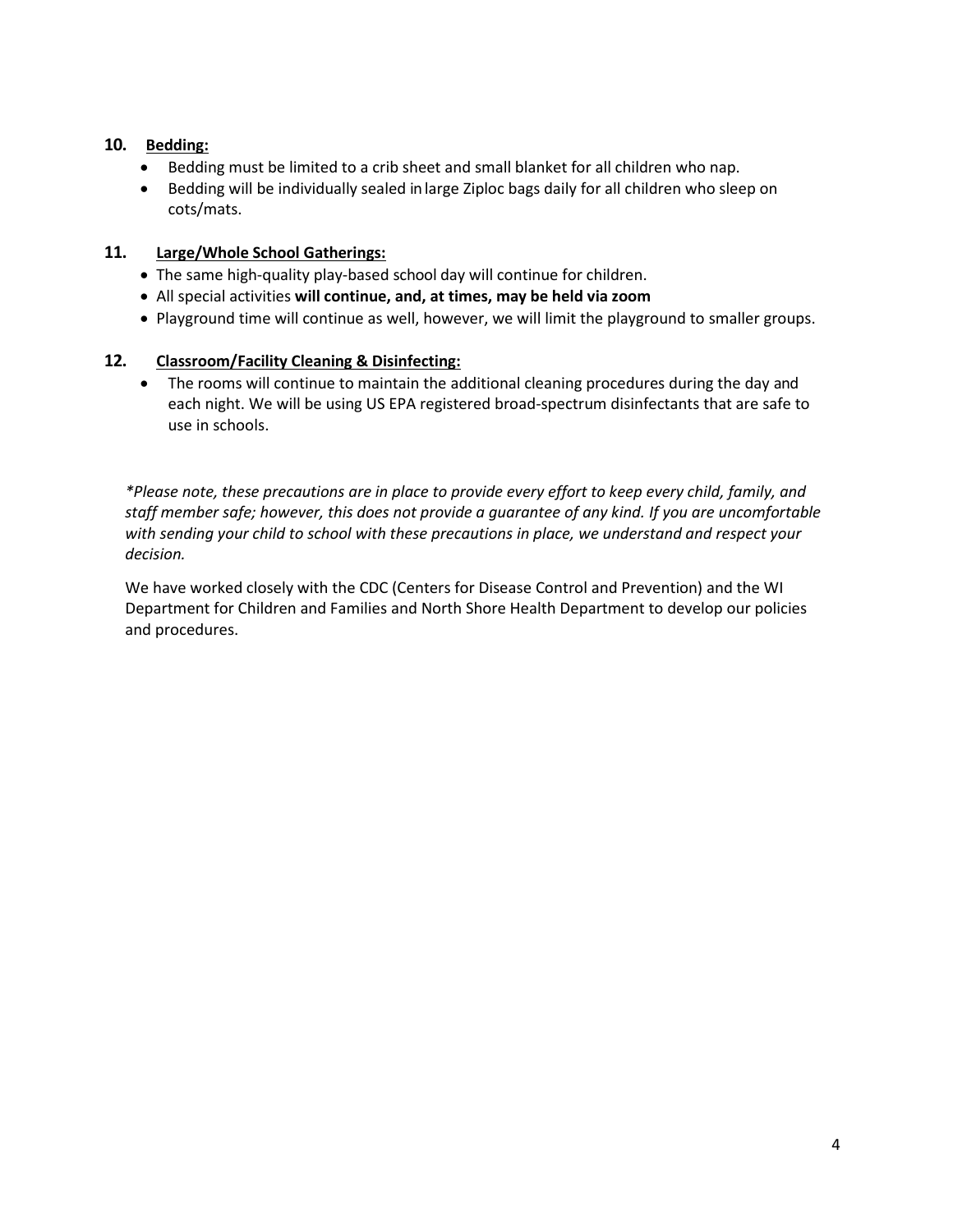## 10. Bedding:

- Bedding must be limited to a crib sheet and small blanket for all children who nap.
- Bedding will be individually sealed in large Ziploc bags daily for all children who sleep on cots/mats.

## 11. Large/Whole School Gatherings:

- The same high-quality play-based school day will continue for children.
- All special activities **will continue, and, at times, may be held via zoom**
- Playground time will continue as well, however, we will limit the playground to smaller groups.

## 12. Classroom/Facility Cleaning & Disinfecting:

- The rooms will continue to maintain the additional cleaning procedures during the day and each night. We will be using US EPA registered broad-spectrum disinfectants that are safe to use in schools.

*\*Please note, these precautions are in place to provide every effort to keep every child, family, and staff member safe; however, this does not provide a guarantee of any kind. If you are uncomfortable with sending your child to school with these precautions in place, we understand and respect your decision.*

We have worked closely with the CDC (Centers for Disease Control and Prevention) and the WI Department for Children and Families and North Shore Health Department to develop our policies and procedures.